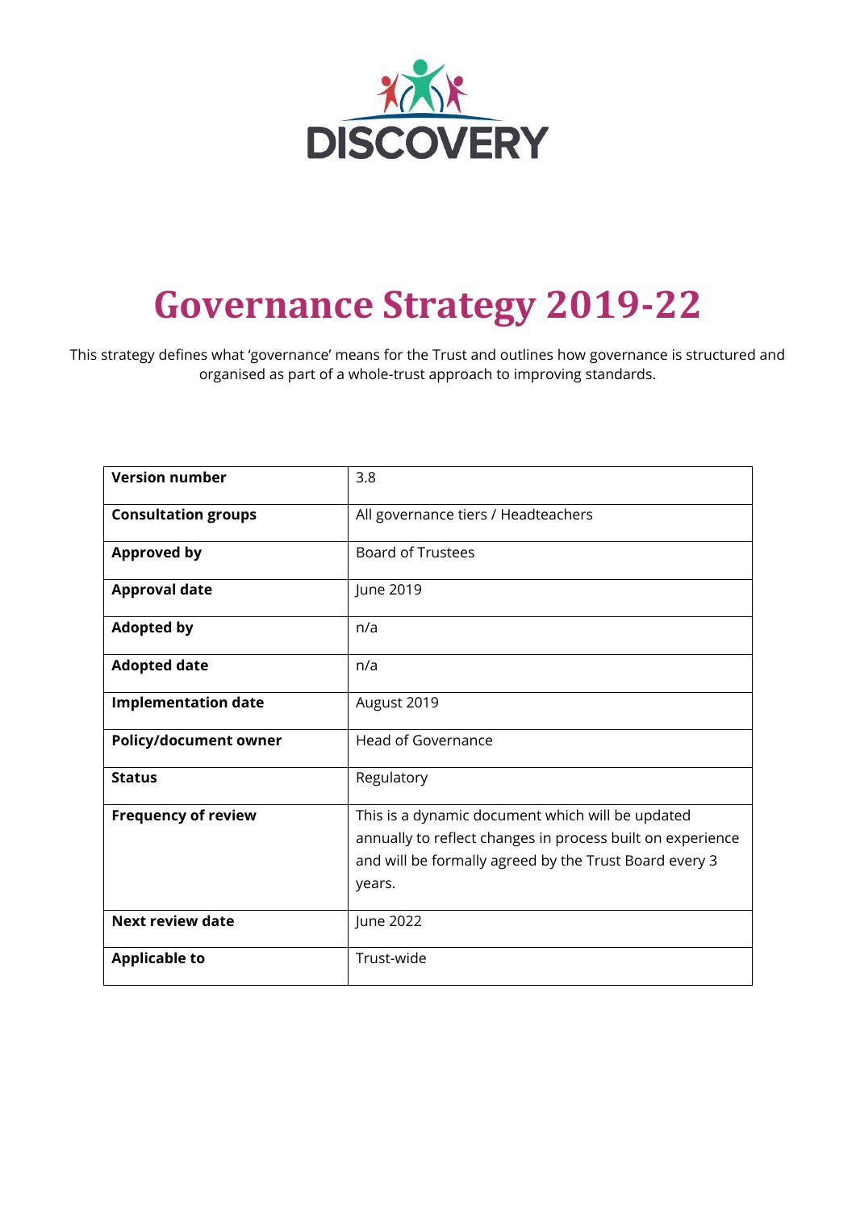DISCOVERY

# Governance Strategy 2019-22

This strategy defines what 'governance' means for the Trust and outlines how governance is structured and organised as part of a whole-trust approach to improving standards.

| | |
|---|---|
| **Version number** | 3.8 |
| **Consultation groups** | All governance tiers / Headteachers |
| **Approved by** | Board of Trustees |
| **Approval date** | June 2019 |
| **Adopted by** | n/a |
| **Adopted date** | n/a |
| **Implementation date** | August 2019 |
| **Policy/document owner** | Head of Governance |
| **Status** | Regulatory |
| **Frequency of review** | This is a dynamic document which will be updated annually to reflect changes in process built on experience and will be formally agreed by the Trust Board every 3 years. |
| **Next review date** | June 2022 |
| **Applicable to** | Trust-wide |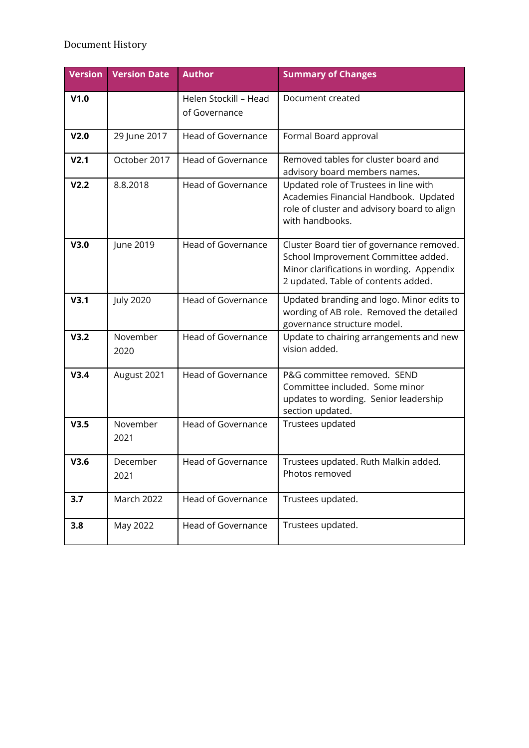Document History

| Version | Version Date | Author | Summary of Changes |
| --- | --- | --- | --- |
| **V1.0** | | Helen Stockill – Head of Governance | Document created |
| **V2.0** | 29 June 2017 | Head of Governance | Formal Board approval |
| **V2.1** | October 2017 | Head of Governance | Removed tables for cluster board and advisory board members names. |
| **V2.2** | 8.8.2018 | Head of Governance | Updated role of Trustees in line with Academies Financial Handbook. Updated role of cluster and advisory board to align with handbooks. |
| **V3.0** | June 2019 | Head of Governance | Cluster Board tier of governance removed. School Improvement Committee added. Minor clarifications in wording. Appendix 2 updated. Table of contents added. |
| **V3.1** | July 2020 | Head of Governance | Updated branding and logo. Minor edits to wording of AB role. Removed the detailed governance structure model. |
| **V3.2** | November 2020 | Head of Governance | Update to chairing arrangements and new vision added. |
| **V3.4** | August 2021 | Head of Governance | P&G committee removed. SEND Committee included. Some minor updates to wording. Senior leadership section updated. |
| **V3.5** | November 2021 | Head of Governance | Trustees updated |
| **V3.6** | December 2021 | Head of Governance | Trustees updated. Ruth Malkin added. Photos removed |
| **3.7** | March 2022 | Head of Governance | Trustees updated. |
| **3.8** | May 2022 | Head of Governance | Trustees updated. |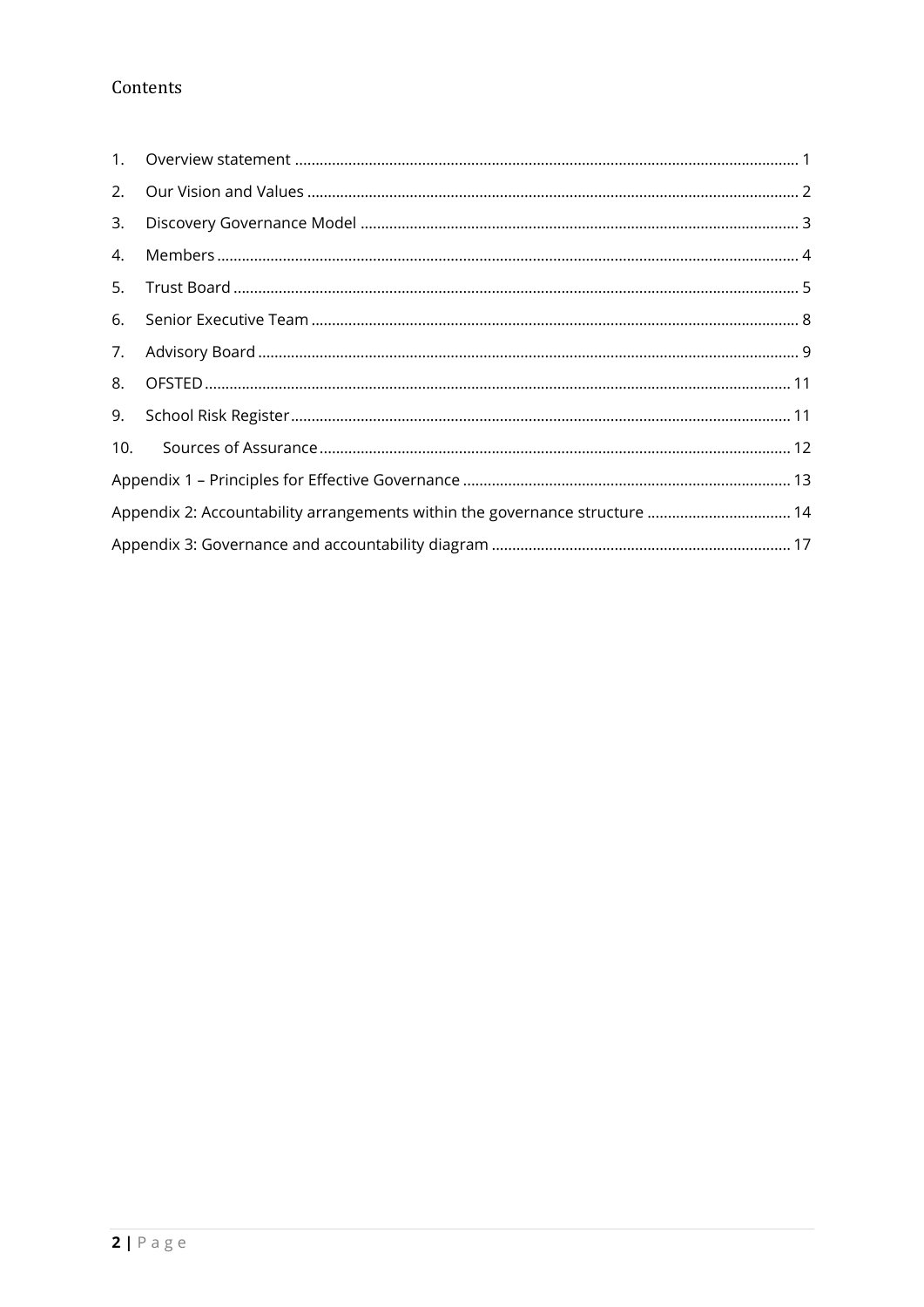# Contents

1. Overview statement ........................................................................................................ 1
2. Our Vision and Values ...................................................................................................... 2
3. Discovery Governance Model .......................................................................................... 3
4. Members ........................................................................................................................... 4
5. Trust Board ....................................................................................................................... 5
6. Senior Executive Team ..................................................................................................... 8
7. Advisory Board ................................................................................................................. 9
8. OFSTED ............................................................................................................................ 11
9. School Risk Register ........................................................................................................ 11
10. Sources of Assurance ..................................................................................................... 12

Appendix 1 – Principles for Effective Governance ............................................................... 13

Appendix 2: Accountability arrangements within the governance structure ..................................... 14

Appendix 3: Governance and accountability diagram ........................................................................ 17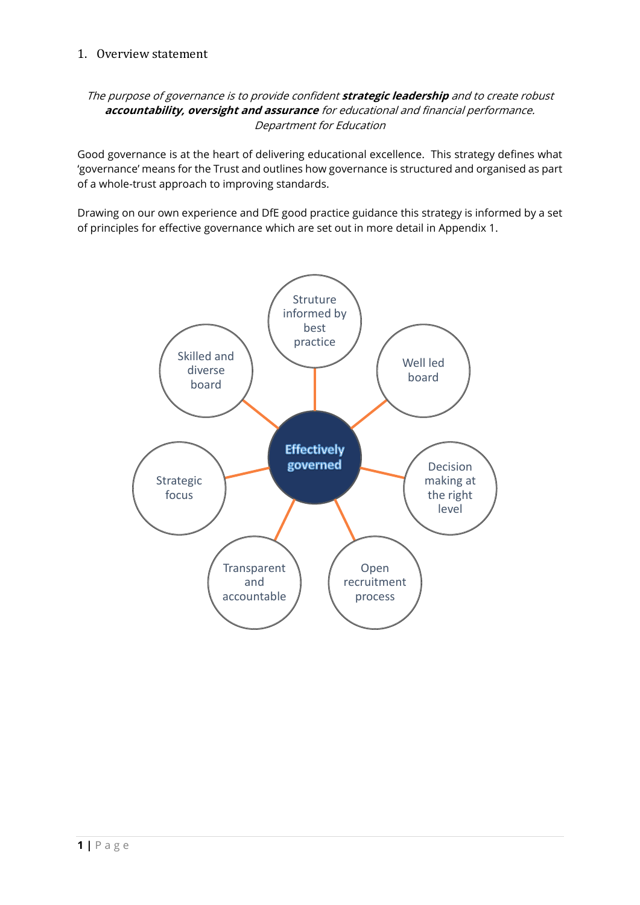## 1. Overview statement

*The purpose of governance is to provide confident **strategic leadership** and to create robust **accountability, oversight and assurance** for educational and financial performance.*
*Department for Education*

Good governance is at the heart of delivering educational excellence. This strategy defines what 'governance' means for the Trust and outlines how governance is structured and organised as part of a whole-trust approach to improving standards.

Drawing on our own experience and DfE good practice guidance this strategy is informed by a set of principles for effective governance which are set out in more detail in Appendix 1.

Effectively governed

- Struture informed by best practice
- Well led board
- Decision making at the right level
- Open recruitment process
- Transparent and accountable
- Strategic focus
- Skilled and diverse board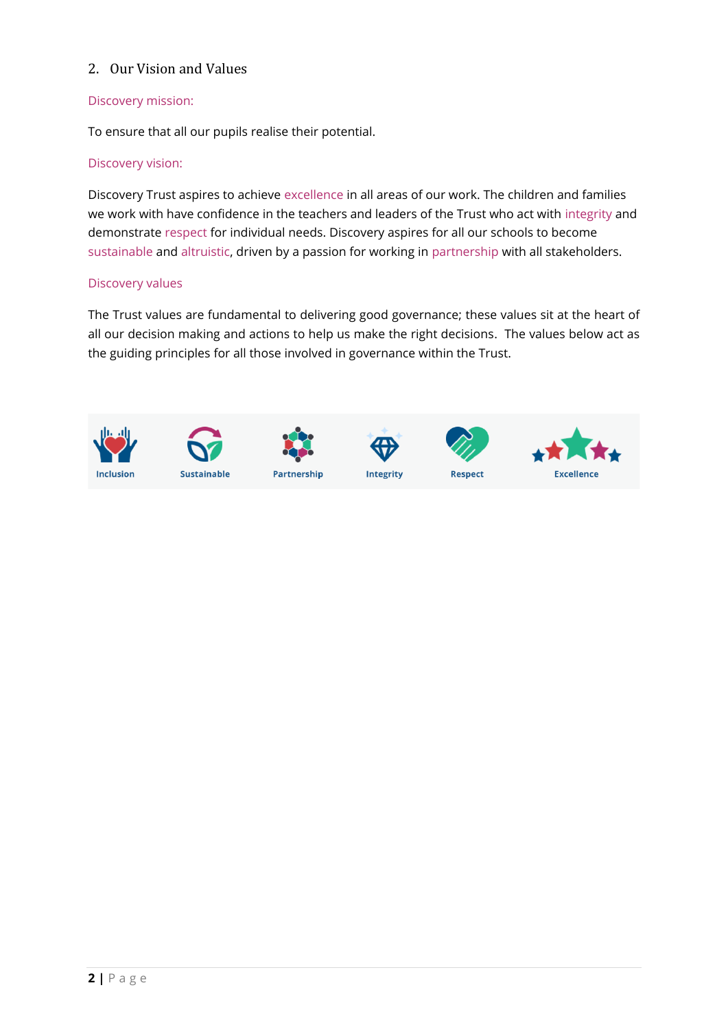## 2. Our Vision and Values

### Discovery mission:

To ensure that all our pupils realise their potential.

### Discovery vision:

Discovery Trust aspires to achieve excellence in all areas of our work. The children and families we work with have confidence in the teachers and leaders of the Trust who act with integrity and demonstrate respect for individual needs. Discovery aspires for all our schools to become sustainable and altruistic, driven by a passion for working in partnership with all stakeholders.

### Discovery values

The Trust values are fundamental to delivering good governance; these values sit at the heart of all our decision making and actions to help us make the right decisions. The values below act as the guiding principles for all those involved in governance within the Trust.

Inclusion | Sustainable | Partnership | Integrity | Respect | Excellence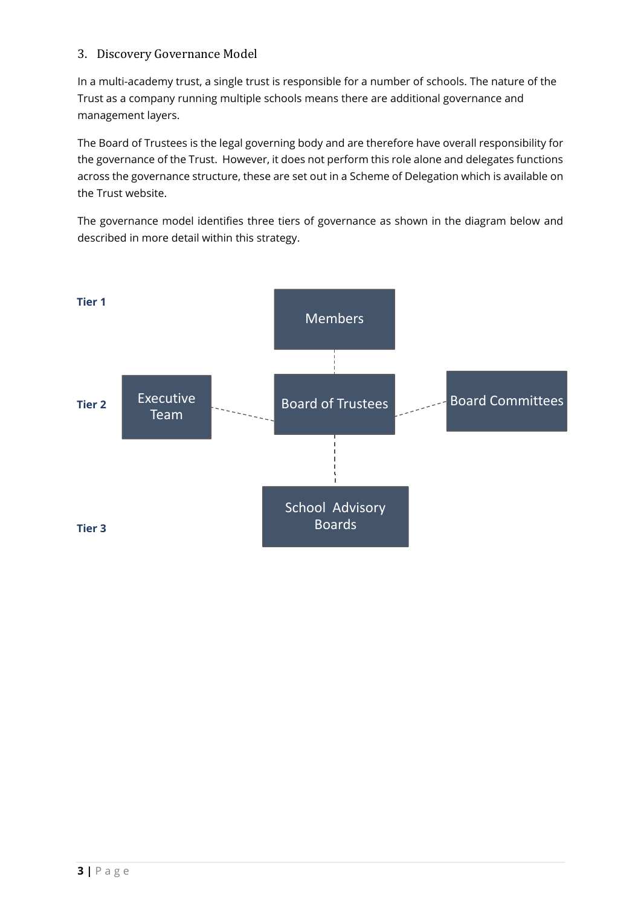## 3. Discovery Governance Model

In a multi-academy trust, a single trust is responsible for a number of schools. The nature of the Trust as a company running multiple schools means there are additional governance and management layers.

The Board of Trustees is the legal governing body and are therefore have overall responsibility for the governance of the Trust. However, it does not perform this role alone and delegates functions across the governance structure, these are set out in a Scheme of Delegation which is available on the Trust website.

The governance model identifies three tiers of governance as shown in the diagram below and described in more detail within this strategy.

**Tier 1**

Members

**Tier 2**

Executive Team

Board of Trustees

Board Committees

**Tier 3**

School Advisory Boards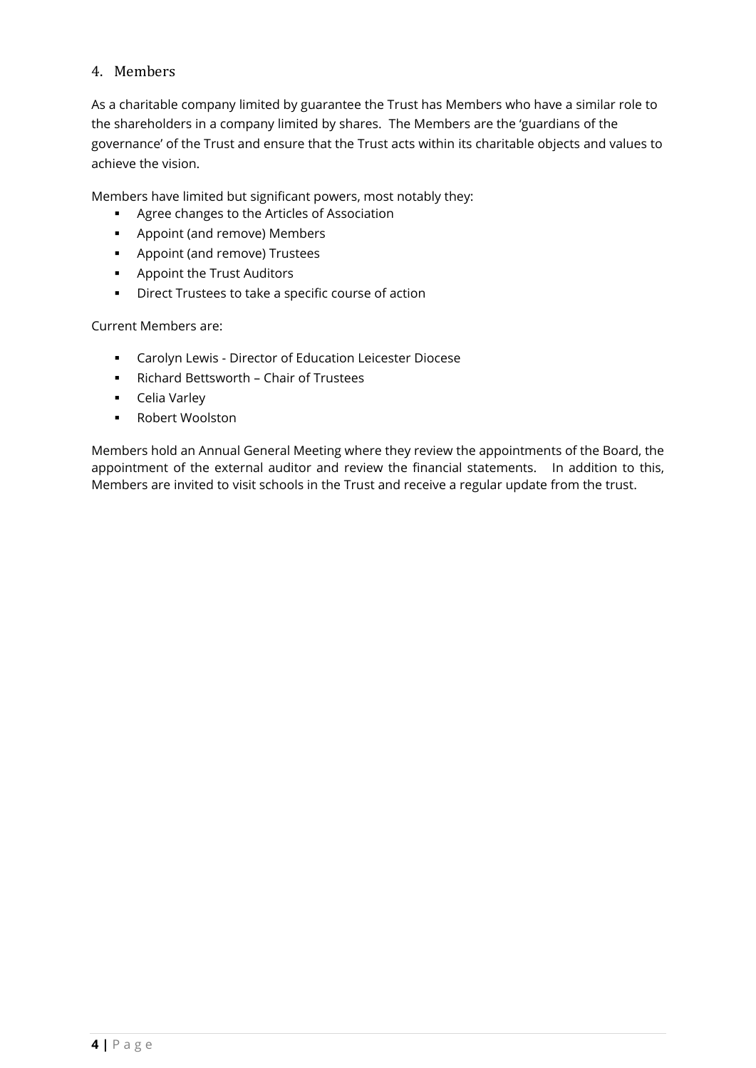## 4. Members

As a charitable company limited by guarantee the Trust has Members who have a similar role to the shareholders in a company limited by shares. The Members are the 'guardians of the governance' of the Trust and ensure that the Trust acts within its charitable objects and values to achieve the vision.

Members have limited but significant powers, most notably they:

- Agree changes to the Articles of Association
- Appoint (and remove) Members
- Appoint (and remove) Trustees
- Appoint the Trust Auditors
- Direct Trustees to take a specific course of action

Current Members are:

- Carolyn Lewis - Director of Education Leicester Diocese
- Richard Bettsworth – Chair of Trustees
- Celia Varley
- Robert Woolston

Members hold an Annual General Meeting where they review the appointments of the Board, the appointment of the external auditor and review the financial statements. In addition to this, Members are invited to visit schools in the Trust and receive a regular update from the trust.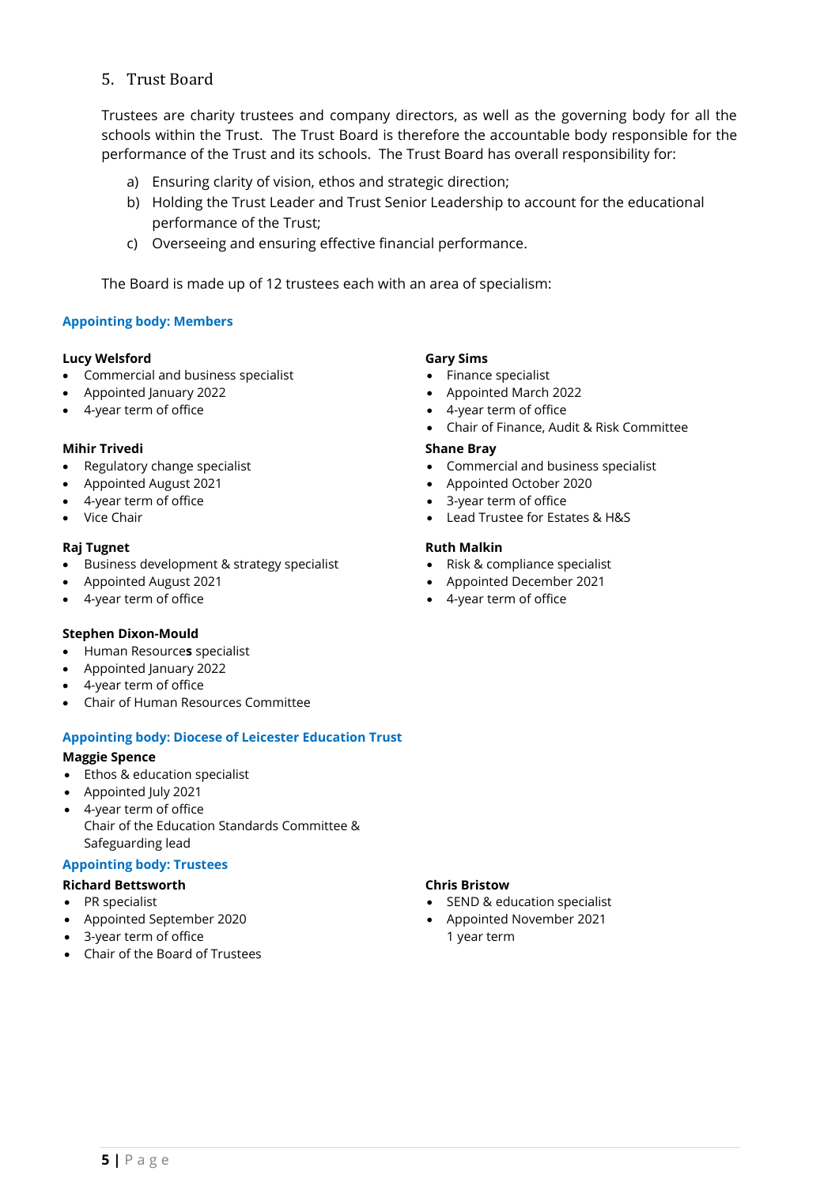## 5. Trust Board

Trustees are charity trustees and company directors, as well as the governing body for all the schools within the Trust. The Trust Board is therefore the accountable body responsible for the performance of the Trust and its schools. The Trust Board has overall responsibility for:

a) Ensuring clarity of vision, ethos and strategic direction;
b) Holding the Trust Leader and Trust Senior Leadership to account for the educational performance of the Trust;
c) Overseeing and ensuring effective financial performance.

The Board is made up of 12 trustees each with an area of specialism:

### Appointing body: Members

**Lucy Welsford**
- Commercial and business specialist
- Appointed January 2022
- 4-year term of office

**Mihir Trivedi**
- Regulatory change specialist
- Appointed August 2021
- 4-year term of office
- Vice Chair

**Raj Tugnet**
- Business development & strategy specialist
- Appointed August 2021
- 4-year term of office

**Stephen Dixon-Mould**
- Human Resource**s** specialist
- Appointed January 2022
- 4-year term of office
- Chair of Human Resources Committee

**Gary Sims**
- Finance specialist
- Appointed March 2022
- 4-year term of office
- Chair of Finance, Audit & Risk Committee

**Shane Bray**
- Commercial and business specialist
- Appointed October 2020
- 3-year term of office
- Lead Trustee for Estates & H&S

**Ruth Malkin**
- Risk & compliance specialist
- Appointed December 2021
- 4-year term of office

### Appointing body: Diocese of Leicester Education Trust

**Maggie Spence**
- Ethos & education specialist
- Appointed July 2021
- 4-year term of office
  Chair of the Education Standards Committee & Safeguarding lead

### Appointing body: Trustees

**Richard Bettsworth**
- PR specialist
- Appointed September 2020
- 3-year term of office
- Chair of the Board of Trustees

**Chris Bristow**
- SEND & education specialist
- Appointed November 2021
  1 year term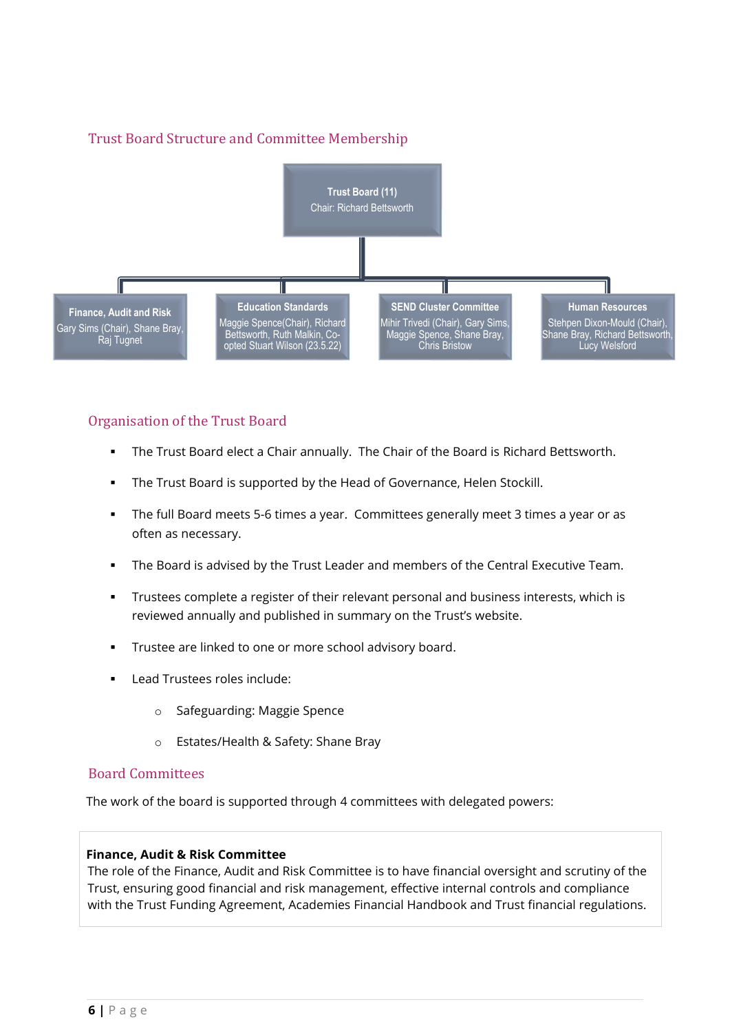## Trust Board Structure and Committee Membership

**Trust Board (11)**
Chair: Richard Bettsworth

- **Finance, Audit and Risk**: Gary Sims (Chair), Shane Bray, Raj Tugnet
- **Education Standards**: Maggie Spence(Chair), Richard Bettsworth, Ruth Malkin, Co-opted Stuart Wilson (23.5.22)
- **SEND Cluster Committee**: Mihir Trivedi (Chair), Gary Sims, Maggie Spence, Shane Bray, Chris Bristow
- **Human Resources**: Stehpen Dixon-Mould (Chair), Shane Bray, Richard Bettsworth, Lucy Welsford

## Organisation of the Trust Board

- The Trust Board elect a Chair annually. The Chair of the Board is Richard Bettsworth.
- The Trust Board is supported by the Head of Governance, Helen Stockill.
- The full Board meets 5-6 times a year. Committees generally meet 3 times a year or as often as necessary.
- The Board is advised by the Trust Leader and members of the Central Executive Team.
- Trustees complete a register of their relevant personal and business interests, which is reviewed annually and published in summary on the Trust's website.
- Trustee are linked to one or more school advisory board.
- Lead Trustees roles include:
  - Safeguarding: Maggie Spence
  - Estates/Health & Safety: Shane Bray

## Board Committees

The work of the board is supported through 4 committees with delegated powers:

**Finance, Audit & Risk Committee**
The role of the Finance, Audit and Risk Committee is to have financial oversight and scrutiny of the Trust, ensuring good financial and risk management, effective internal controls and compliance with the Trust Funding Agreement, Academies Financial Handbook and Trust financial regulations.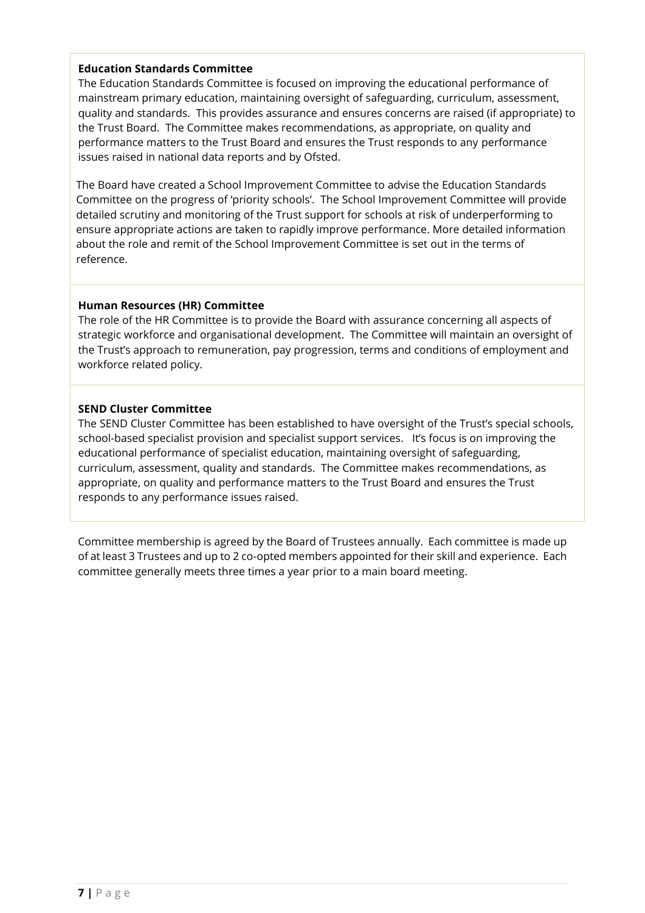**Education Standards Committee**

The Education Standards Committee is focused on improving the educational performance of mainstream primary education, maintaining oversight of safeguarding, curriculum, assessment, quality and standards. This provides assurance and ensures concerns are raised (if appropriate) to the Trust Board. The Committee makes recommendations, as appropriate, on quality and performance matters to the Trust Board and ensures the Trust responds to any performance issues raised in national data reports and by Ofsted.

The Board have created a School Improvement Committee to advise the Education Standards Committee on the progress of 'priority schools'. The School Improvement Committee will provide detailed scrutiny and monitoring of the Trust support for schools at risk of underperforming to ensure appropriate actions are taken to rapidly improve performance. More detailed information about the role and remit of the School Improvement Committee is set out in the terms of reference.

**Human Resources (HR) Committee**

The role of the HR Committee is to provide the Board with assurance concerning all aspects of strategic workforce and organisational development. The Committee will maintain an oversight of the Trust's approach to remuneration, pay progression, terms and conditions of employment and workforce related policy.

**SEND Cluster Committee**

The SEND Cluster Committee has been established to have oversight of the Trust's special schools, school-based specialist provision and specialist support services. It's focus is on improving the educational performance of specialist education, maintaining oversight of safeguarding, curriculum, assessment, quality and standards. The Committee makes recommendations, as appropriate, on quality and performance matters to the Trust Board and ensures the Trust responds to any performance issues raised.

Committee membership is agreed by the Board of Trustees annually. Each committee is made up of at least 3 Trustees and up to 2 co-opted members appointed for their skill and experience. Each committee generally meets three times a year prior to a main board meeting.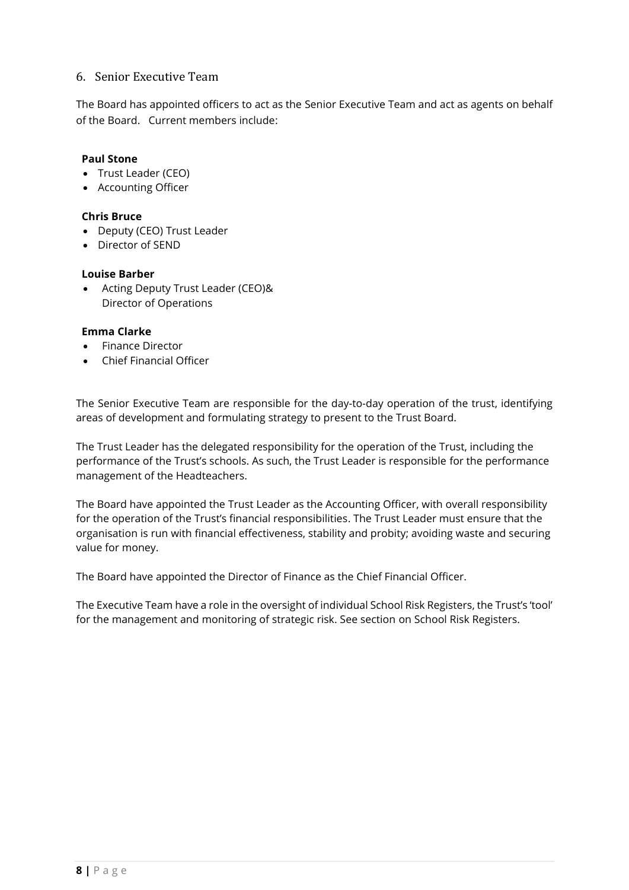## 6. Senior Executive Team

The Board has appointed officers to act as the Senior Executive Team and act as agents on behalf of the Board. Current members include:

**Paul Stone**

- Trust Leader (CEO)
- Accounting Officer

**Chris Bruce**

- Deputy (CEO) Trust Leader
- Director of SEND

**Louise Barber**

- Acting Deputy Trust Leader (CEO)& Director of Operations

**Emma Clarke**

- Finance Director
- Chief Financial Officer

The Senior Executive Team are responsible for the day-to-day operation of the trust, identifying areas of development and formulating strategy to present to the Trust Board.

The Trust Leader has the delegated responsibility for the operation of the Trust, including the performance of the Trust's schools. As such, the Trust Leader is responsible for the performance management of the Headteachers.

The Board have appointed the Trust Leader as the Accounting Officer, with overall responsibility for the operation of the Trust's financial responsibilities. The Trust Leader must ensure that the organisation is run with financial effectiveness, stability and probity; avoiding waste and securing value for money.

The Board have appointed the Director of Finance as the Chief Financial Officer.

The Executive Team have a role in the oversight of individual School Risk Registers, the Trust's 'tool' for the management and monitoring of strategic risk. See section on School Risk Registers.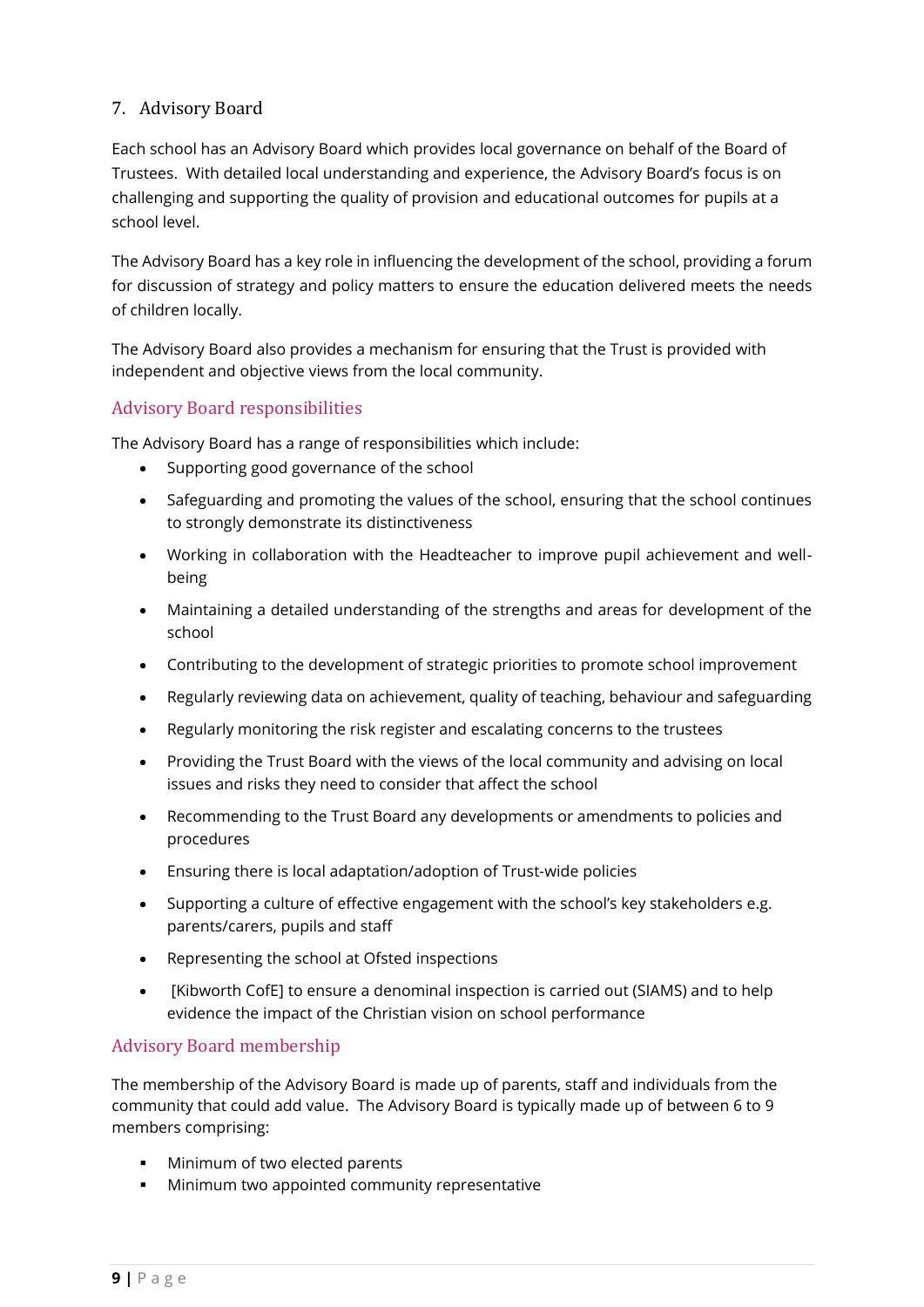## 7. Advisory Board

Each school has an Advisory Board which provides local governance on behalf of the Board of Trustees. With detailed local understanding and experience, the Advisory Board's focus is on challenging and supporting the quality of provision and educational outcomes for pupils at a school level.

The Advisory Board has a key role in influencing the development of the school, providing a forum for discussion of strategy and policy matters to ensure the education delivered meets the needs of children locally.

The Advisory Board also provides a mechanism for ensuring that the Trust is provided with independent and objective views from the local community.

### Advisory Board responsibilities

The Advisory Board has a range of responsibilities which include:

- Supporting good governance of the school
- Safeguarding and promoting the values of the school, ensuring that the school continues to strongly demonstrate its distinctiveness
- Working in collaboration with the Headteacher to improve pupil achievement and well-being
- Maintaining a detailed understanding of the strengths and areas for development of the school
- Contributing to the development of strategic priorities to promote school improvement
- Regularly reviewing data on achievement, quality of teaching, behaviour and safeguarding
- Regularly monitoring the risk register and escalating concerns to the trustees
- Providing the Trust Board with the views of the local community and advising on local issues and risks they need to consider that affect the school
- Recommending to the Trust Board any developments or amendments to policies and procedures
- Ensuring there is local adaptation/adoption of Trust-wide policies
- Supporting a culture of effective engagement with the school's key stakeholders e.g. parents/carers, pupils and staff
- Representing the school at Ofsted inspections
- [Kibworth CofE] to ensure a denominal inspection is carried out (SIAMS) and to help evidence the impact of the Christian vision on school performance

### Advisory Board membership

The membership of the Advisory Board is made up of parents, staff and individuals from the community that could add value. The Advisory Board is typically made up of between 6 to 9 members comprising:

- Minimum of two elected parents
- Minimum two appointed community representative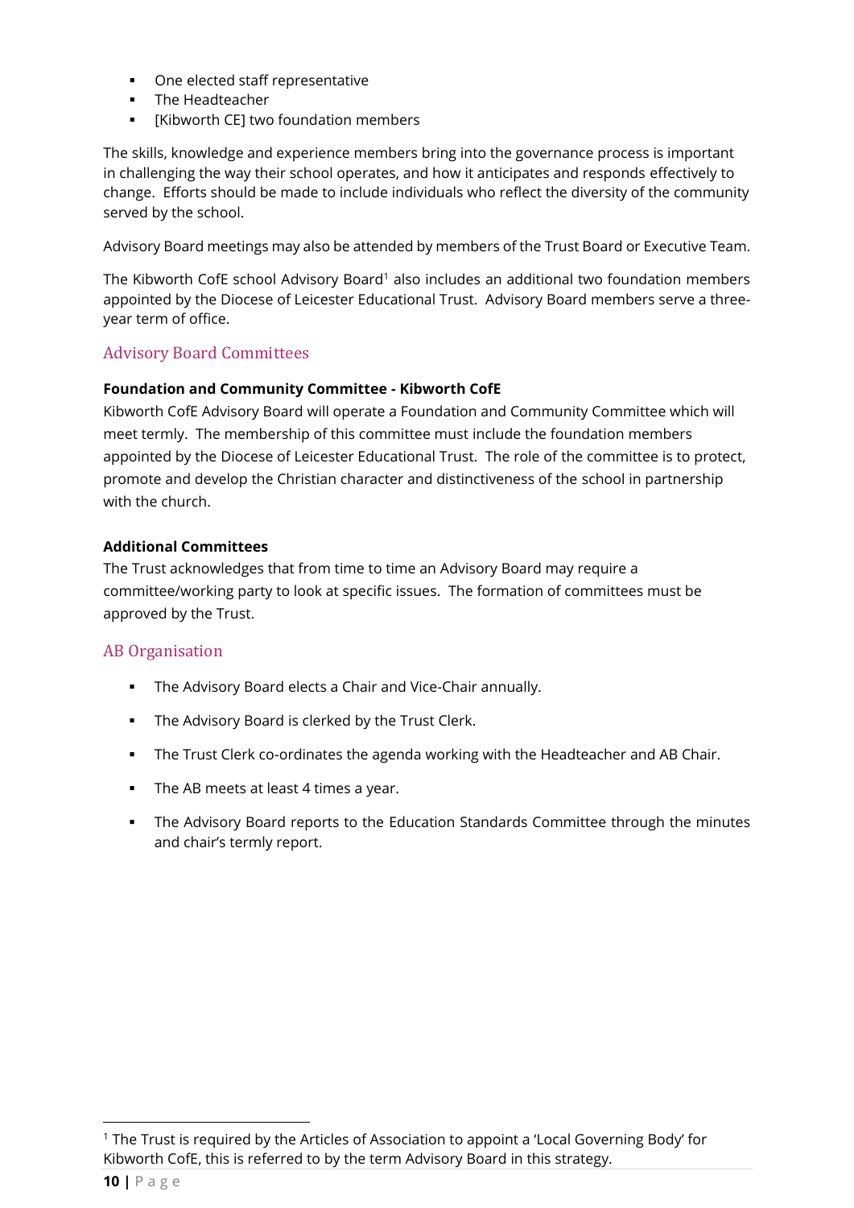- One elected staff representative
- The Headteacher
- [Kibworth CE] two foundation members

The skills, knowledge and experience members bring into the governance process is important in challenging the way their school operates, and how it anticipates and responds effectively to change. Efforts should be made to include individuals who reflect the diversity of the community served by the school.

Advisory Board meetings may also be attended by members of the Trust Board or Executive Team.

The Kibworth CofE school Advisory Board[1] also includes an additional two foundation members appointed by the Diocese of Leicester Educational Trust. Advisory Board members serve a three-year term of office.

## Advisory Board Committees

**Foundation and Community Committee - Kibworth CofE**

Kibworth CofE Advisory Board will operate a Foundation and Community Committee which will meet termly. The membership of this committee must include the foundation members appointed by the Diocese of Leicester Educational Trust. The role of the committee is to protect, promote and develop the Christian character and distinctiveness of the school in partnership with the church.

**Additional Committees**

The Trust acknowledges that from time to time an Advisory Board may require a committee/working party to look at specific issues. The formation of committees must be approved by the Trust.

## AB Organisation

- The Advisory Board elects a Chair and Vice-Chair annually.
- The Advisory Board is clerked by the Trust Clerk.
- The Trust Clerk co-ordinates the agenda working with the Headteacher and AB Chair.
- The AB meets at least 4 times a year.
- The Advisory Board reports to the Education Standards Committee through the minutes and chair's termly report.

[1] The Trust is required by the Articles of Association to appoint a 'Local Governing Body' for Kibworth CofE, this is referred to by the term Advisory Board in this strategy.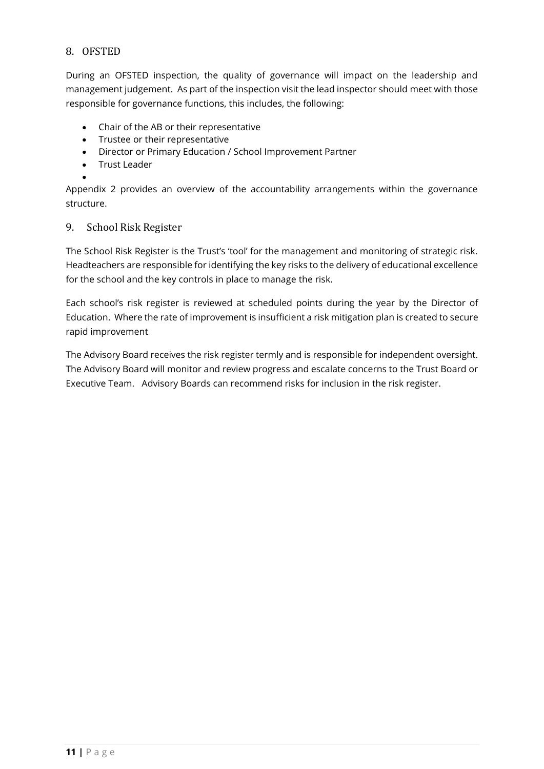## 8. OFSTED

During an OFSTED inspection, the quality of governance will impact on the leadership and management judgement. As part of the inspection visit the lead inspector should meet with those responsible for governance functions, this includes, the following:

- Chair of the AB or their representative
- Trustee or their representative
- Director or Primary Education / School Improvement Partner
- Trust Leader

Appendix 2 provides an overview of the accountability arrangements within the governance structure.

## 9. School Risk Register

The School Risk Register is the Trust's 'tool' for the management and monitoring of strategic risk. Headteachers are responsible for identifying the key risks to the delivery of educational excellence for the school and the key controls in place to manage the risk.

Each school's risk register is reviewed at scheduled points during the year by the Director of Education. Where the rate of improvement is insufficient a risk mitigation plan is created to secure rapid improvement

The Advisory Board receives the risk register termly and is responsible for independent oversight. The Advisory Board will monitor and review progress and escalate concerns to the Trust Board or Executive Team. Advisory Boards can recommend risks for inclusion in the risk register.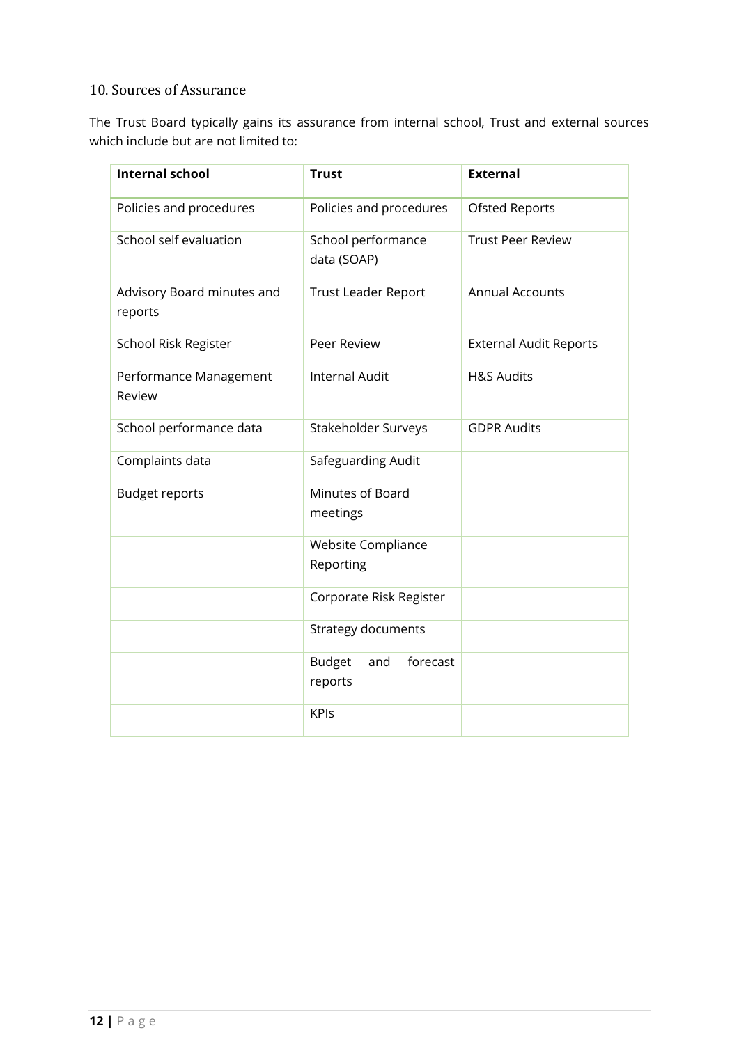## 10. Sources of Assurance

The Trust Board typically gains its assurance from internal school, Trust and external sources which include but are not limited to:

| **Internal school** | **Trust** | **External** |
|---|---|---|
| Policies and procedures | Policies and procedures | Ofsted Reports |
| School self evaluation | School performance data (SOAP) | Trust Peer Review |
| Advisory Board minutes and reports | Trust Leader Report | Annual Accounts |
| School Risk Register | Peer Review | External Audit Reports |
| Performance Management Review | Internal Audit | H&S Audits |
| School performance data | Stakeholder Surveys | GDPR Audits |
| Complaints data | Safeguarding Audit | |
| Budget reports | Minutes of Board meetings | |
| | Website Compliance Reporting | |
| | Corporate Risk Register | |
| | Strategy documents | |
| | Budget and forecast reports | |
| | KPIs | |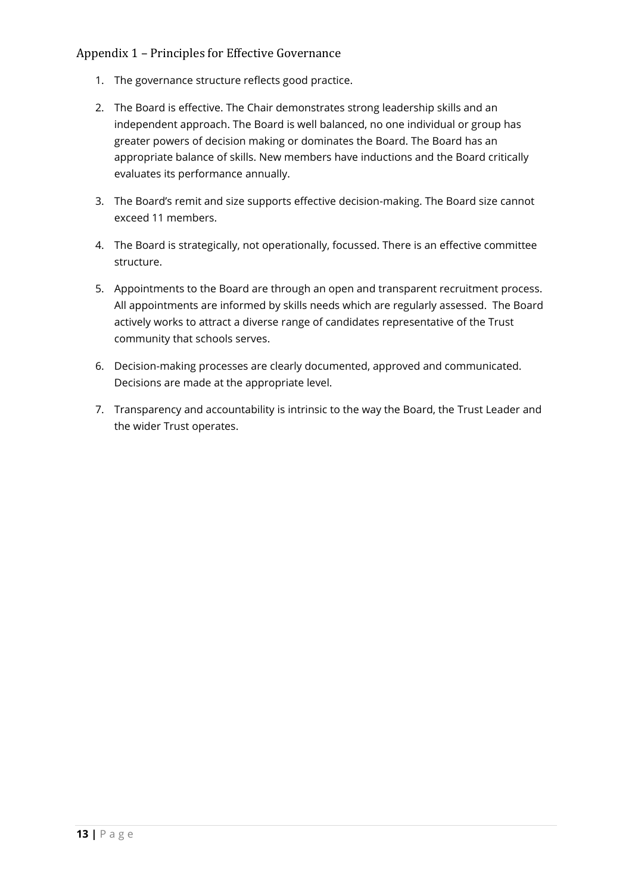## Appendix 1 – Principles for Effective Governance

1. The governance structure reflects good practice.
2. The Board is effective. The Chair demonstrates strong leadership skills and an independent approach. The Board is well balanced, no one individual or group has greater powers of decision making or dominates the Board. The Board has an appropriate balance of skills. New members have inductions and the Board critically evaluates its performance annually.
3. The Board's remit and size supports effective decision-making. The Board size cannot exceed 11 members.
4. The Board is strategically, not operationally, focussed. There is an effective committee structure.
5. Appointments to the Board are through an open and transparent recruitment process. All appointments are informed by skills needs which are regularly assessed. The Board actively works to attract a diverse range of candidates representative of the Trust community that schools serves.
6. Decision-making processes are clearly documented, approved and communicated. Decisions are made at the appropriate level.
7. Transparency and accountability is intrinsic to the way the Board, the Trust Leader and the wider Trust operates.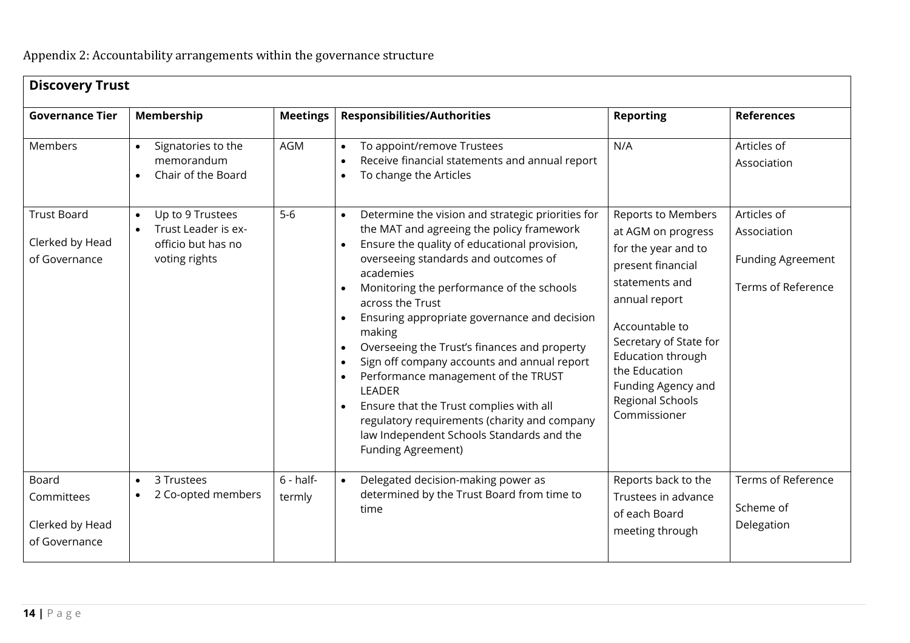Appendix 2: Accountability arrangements within the governance structure

| **Discovery Trust** | | | | | |
|---|---|---|---|---|---|
| **Governance Tier** | **Membership** | **Meetings** | **Responsibilities/Authorities** | **Reporting** | **References** |
| Members | • Signatories to the memorandum<br>• Chair of the Board | AGM | • To appoint/remove Trustees<br>• Receive financial statements and annual report<br>• To change the Articles | N/A | Articles of Association |
| Trust Board<br><br>Clerked by Head of Governance | • Up to 9 Trustees<br>• Trust Leader is ex-officio but has no voting rights | 5-6 | • Determine the vision and strategic priorities for the MAT and agreeing the policy framework<br>• Ensure the quality of educational provision, overseeing standards and outcomes of academies<br>• Monitoring the performance of the schools across the Trust<br>• Ensuring appropriate governance and decision making<br>• Overseeing the Trust's finances and property<br>• Sign off company accounts and annual report<br>• Performance management of the TRUST LEADER<br>• Ensure that the Trust complies with all regulatory requirements (charity and company law Independent Schools Standards and the Funding Agreement) | Reports to Members at AGM on progress for the year and to present financial statements and annual report<br><br>Accountable to Secretary of State for Education through the Education Funding Agency and Regional Schools Commissioner | Articles of Association<br><br>Funding Agreement<br><br>Terms of Reference |
| Board Committees<br><br>Clerked by Head of Governance | • 3 Trustees<br>• 2 Co-opted members | 6 - half-termly | • Delegated decision-making power as determined by the Trust Board from time to time | Reports back to the Trustees in advance of each Board meeting through | Terms of Reference<br><br>Scheme of Delegation |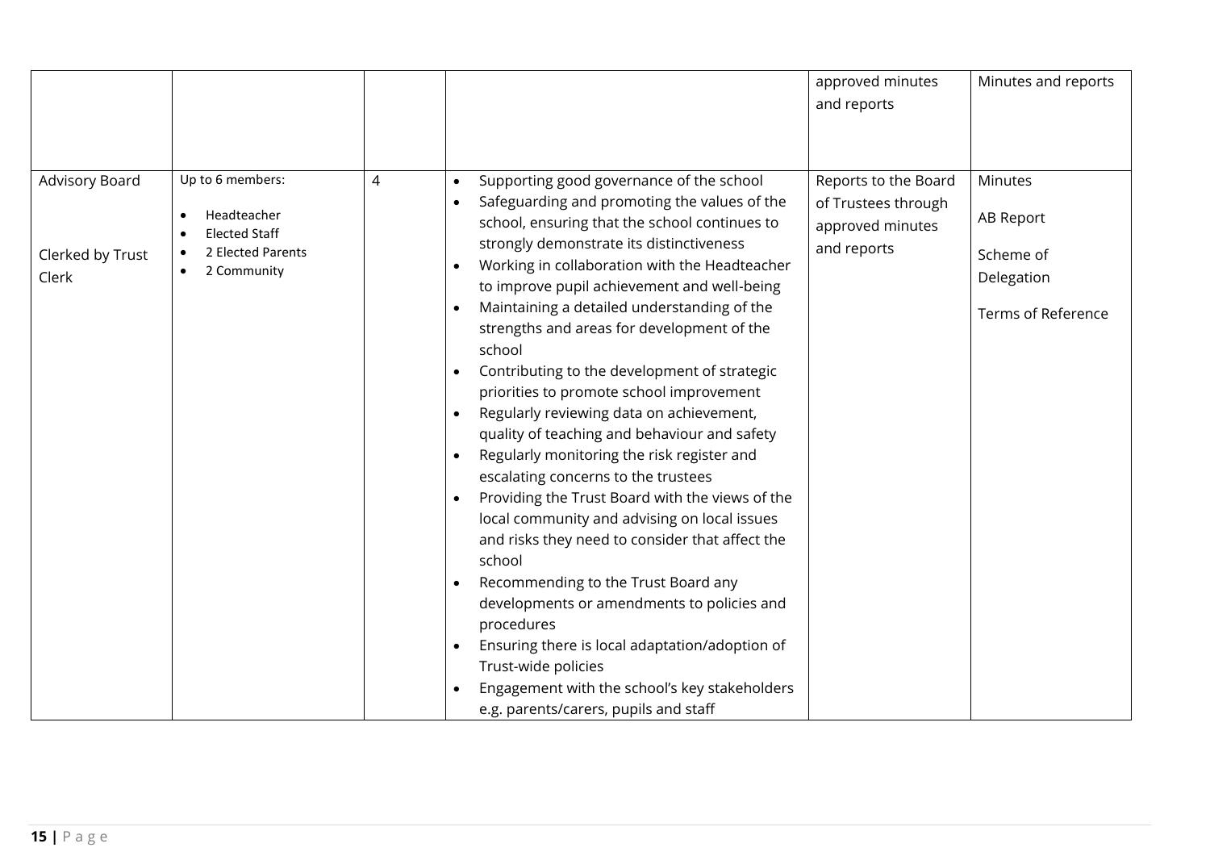| | | | | approved minutes and reports | Minutes and reports |
|---|---|---|---|---|---|
| Advisory Board<br><br>Clerked by Trust Clerk | Up to 6 members:<br>• Headteacher<br>• Elected Staff<br>• 2 Elected Parents<br>• 2 Community | 4 | • Supporting good governance of the school<br>• Safeguarding and promoting the values of the school, ensuring that the school continues to strongly demonstrate its distinctiveness<br>• Working in collaboration with the Headteacher to improve pupil achievement and well-being<br>• Maintaining a detailed understanding of the strengths and areas for development of the school<br>• Contributing to the development of strategic priorities to promote school improvement<br>• Regularly reviewing data on achievement, quality of teaching and behaviour and safety<br>• Regularly monitoring the risk register and escalating concerns to the trustees<br>• Providing the Trust Board with the views of the local community and advising on local issues and risks they need to consider that affect the school<br>• Recommending to the Trust Board any developments or amendments to policies and procedures<br>• Ensuring there is local adaptation/adoption of Trust-wide policies<br>• Engagement with the school's key stakeholders e.g. parents/carers, pupils and staff | Reports to the Board of Trustees through approved minutes and reports | Minutes<br><br>AB Report<br><br>Scheme of Delegation<br><br>Terms of Reference |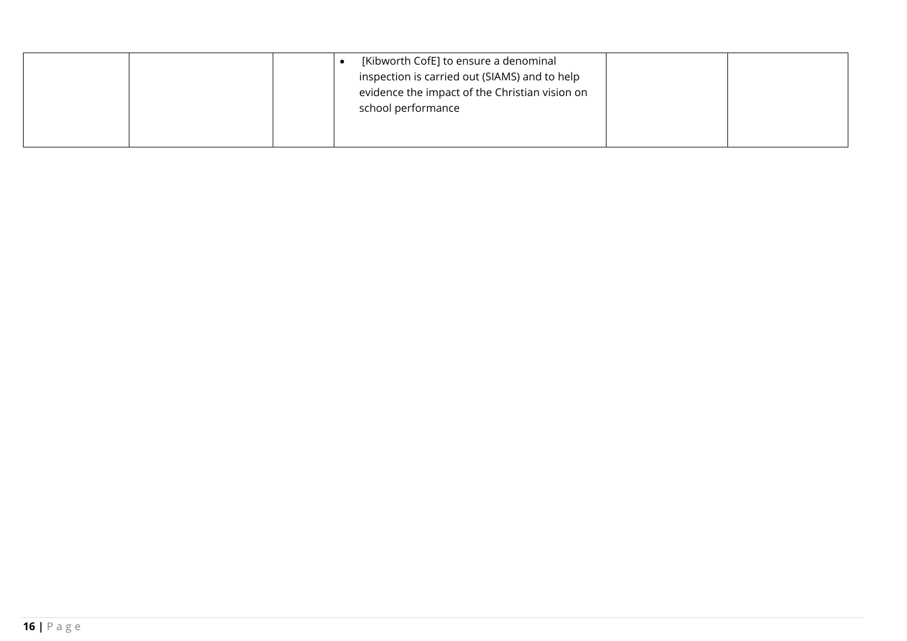| | | | | | |
|---|---|---|---|---|---|
| | | | • [Kibworth CofE] to ensure a denominal inspection is carried out (SIAMS) and to help evidence the impact of the Christian vision on school performance | | |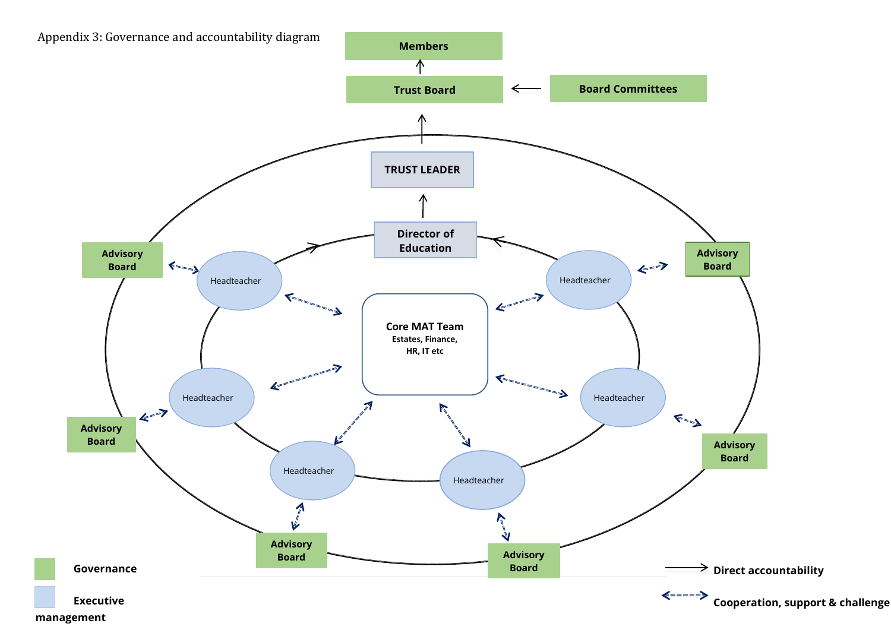Appendix 3: Governance and accountability diagram

Members

Trust Board

Board Committees

TRUST LEADER

Director of Education

Core MAT Team
Estates, Finance, HR, IT etc

Headteacher

Headteacher

Headteacher

Headteacher

Headteacher

Headteacher

Advisory Board

Advisory Board

Advisory Board

Advisory Board

Advisory Board

Advisory Board

Governance

Executive management

Direct accountability

Cooperation, support & challenge